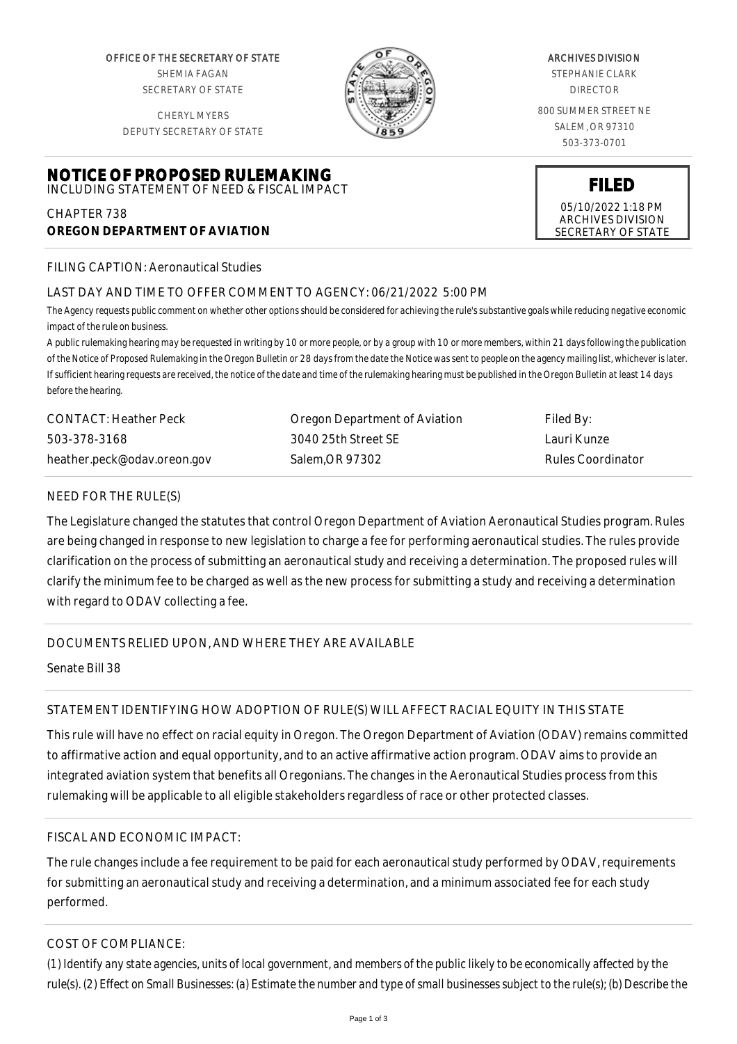OFFICE OF THE SECRETARY OF STATE
SHEMIA FAGAN
SECRETARY OF STATE

CHERYL MYERS
DEPUTY SECRETARY OF STATE

ARCHIVES DIVISION
STEPHANIE CLARK
DIRECTOR

800 SUMMER STREET NE
SALEM, OR 97310
503-373-0701

# NOTICE OF PROPOSED RULEMAKING

INCLUDING STATEMENT OF NEED & FISCAL IMPACT

**FILED**
05/10/2022 1:18 PM
ARCHIVES DIVISION
SECRETARY OF STATE

CHAPTER 738
**OREGON DEPARTMENT OF AVIATION**

FILING CAPTION: Aeronautical Studies

LAST DAY AND TIME TO OFFER COMMENT TO AGENCY: 06/21/2022 5:00 PM

*The Agency requests public comment on whether other options should be considered for achieving the rule's substantive goals while reducing negative economic impact of the rule on business.*

*A public rulemaking hearing may be requested in writing by 10 or more people, or by a group with 10 or more members, within 21 days following the publication of the Notice of Proposed Rulemaking in the Oregon Bulletin or 28 days from the date the Notice was sent to people on the agency mailing list, whichever is later. If sufficient hearing requests are received, the notice of the date and time of the rulemaking hearing must be published in the Oregon Bulletin at least 14 days before the hearing.*

| CONTACT: Heather Peck | Oregon Department of Aviation | Filed By: |
|---|---|---|
| 503-378-3168 | 3040 25th Street SE | Lauri Kunze |
| heather.peck@odav.oreon.gov | Salem,OR 97302 | Rules Coordinator |

## NEED FOR THE RULE(S)

The Legislature changed the statutes that control Oregon Department of Aviation Aeronautical Studies program. Rules are being changed in response to new legislation to charge a fee for performing aeronautical studies. The rules provide clarification on the process of submitting an aeronautical study and receiving a determination. The proposed rules will clarify the minimum fee to be charged as well as the new process for submitting a study and receiving a determination with regard to ODAV collecting a fee.

## DOCUMENTS RELIED UPON, AND WHERE THEY ARE AVAILABLE

Senate Bill 38

## STATEMENT IDENTIFYING HOW ADOPTION OF RULE(S) WILL AFFECT RACIAL EQUITY IN THIS STATE

This rule will have no effect on racial equity in Oregon. The Oregon Department of Aviation (ODAV) remains committed to affirmative action and equal opportunity, and to an active affirmative action program. ODAV aims to provide an integrated aviation system that benefits all Oregonians. The changes in the Aeronautical Studies process from this rulemaking will be applicable to all eligible stakeholders regardless of race or other protected classes.

## FISCAL AND ECONOMIC IMPACT:

The rule changes include a fee requirement to be paid for each aeronautical study performed by ODAV, requirements for submitting an aeronautical study and receiving a determination, and a minimum associated fee for each study performed.

## COST OF COMPLIANCE:

*(1) Identify any state agencies, units of local government, and members of the public likely to be economically affected by the rule(s). (2) Effect on Small Businesses: (a) Estimate the number and type of small businesses subject to the rule(s); (b) Describe the*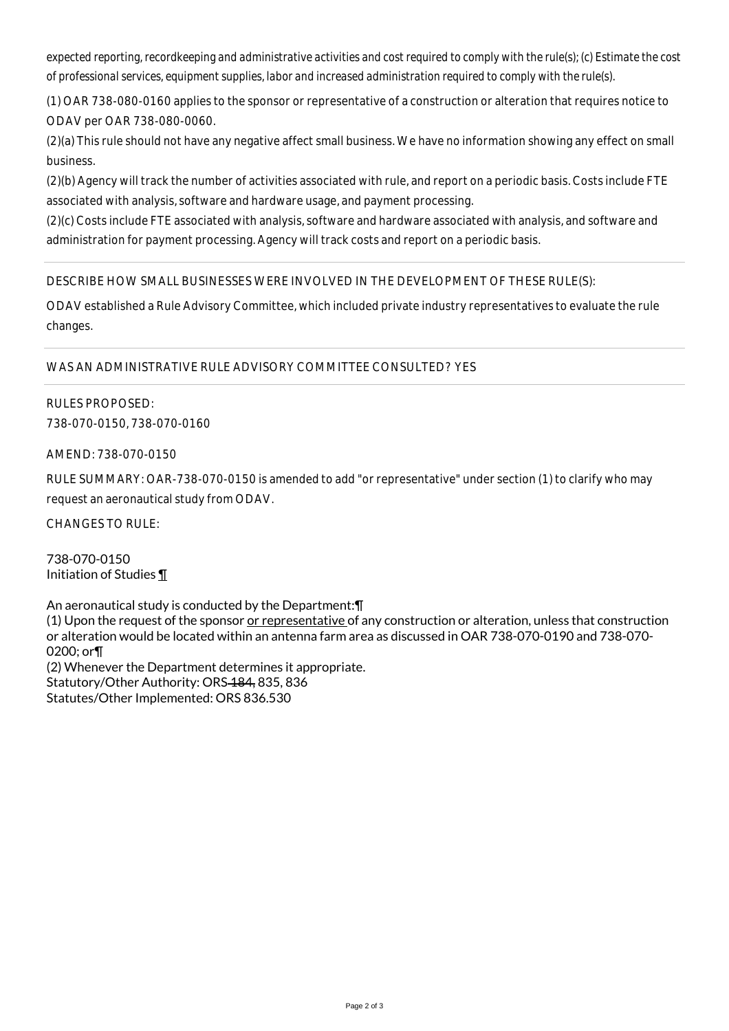expected reporting, recordkeeping and administrative activities and cost required to comply with the rule(s); (c) Estimate the cost of professional services, equipment supplies, labor and increased administration required to comply with the rule(s).

(1) OAR 738-080-0160 applies to the sponsor or representative of a construction or alteration that requires notice to ODAV per OAR 738-080-0060.

(2)(a) This rule should not have any negative affect small business. We have no information showing any effect on small business.

(2)(b) Agency will track the number of activities associated with rule, and report on a periodic basis. Costs include FTE associated with analysis, software and hardware usage, and payment processing.

(2)(c) Costs include FTE associated with analysis, software and hardware associated with analysis, and software and administration for payment processing. Agency will track costs and report on a periodic basis.

DESCRIBE HOW SMALL BUSINESSES WERE INVOLVED IN THE DEVELOPMENT OF THESE RULE(S):

ODAV established a Rule Advisory Committee, which included private industry representatives to evaluate the rule changes.

WAS AN ADMINISTRATIVE RULE ADVISORY COMMITTEE CONSULTED? YES

RULES PROPOSED:
738-070-0150, 738-070-0160

AMEND: 738-070-0150

RULE SUMMARY: OAR-738-070-0150 is amended to add "or representative" under section (1) to clarify who may request an aeronautical study from ODAV.

CHANGES TO RULE:

738-070-0150
Initiation of Studies ¶

An aeronautical study is conducted by the Department:¶
(1) Upon the request of the sponsor <u>or representative</u> of any construction or alteration, unless that construction or alteration would be located within an antenna farm area as discussed in OAR 738-070-0190 and 738-070-0200; or¶
(2) Whenever the Department determines it appropriate.
Statutory/Other Authority: ORS ~~184,~~ 835, 836
Statutes/Other Implemented: ORS 836.530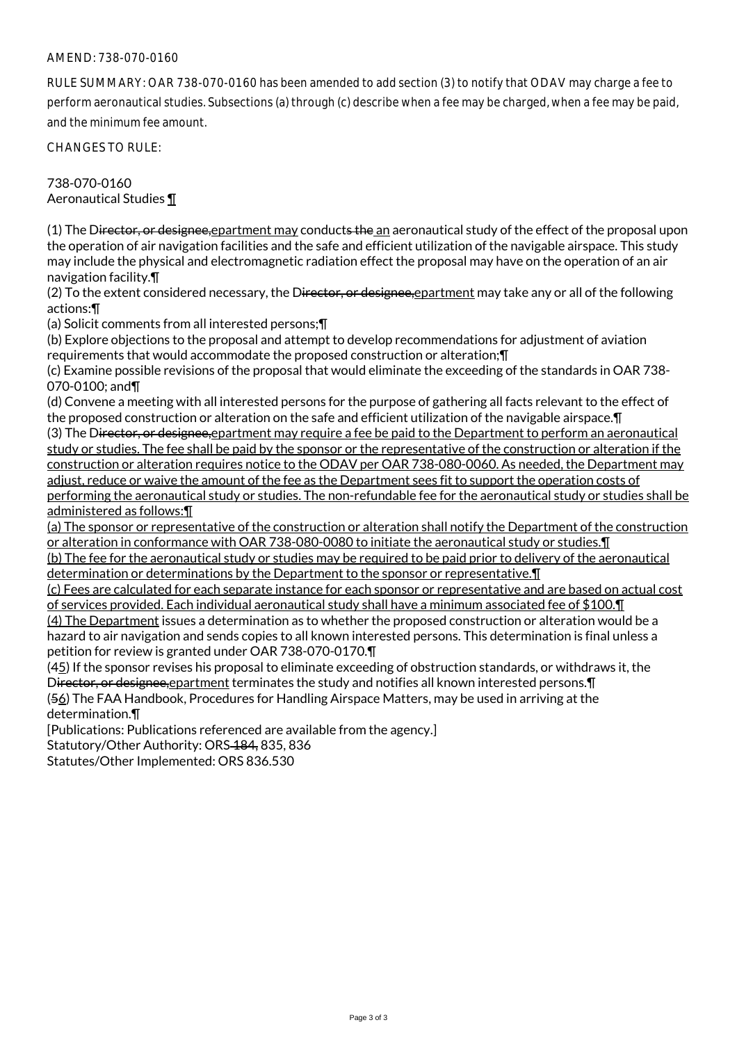AMEND: 738-070-0160

RULE SUMMARY: OAR 738-070-0160 has been amended to add section (3) to notify that ODAV may charge a fee to perform aeronautical studies. Subsections (a) through (c) describe when a fee may be charged, when a fee may be paid, and the minimum fee amount.

CHANGES TO RULE:

738-070-0160
Aeronautical Studies ¶

(1) The Director, or designee,epartment may conducts the an aeronautical study of the effect of the proposal upon the operation of air navigation facilities and the safe and efficient utilization of the navigable airspace. This study may include the physical and electromagnetic radiation effect the proposal may have on the operation of an air navigation facility.¶
(2) To the extent considered necessary, the Director, or designee,epartment may take any or all of the following actions:¶
(a) Solicit comments from all interested persons;¶
(b) Explore objections to the proposal and attempt to develop recommendations for adjustment of aviation requirements that would accommodate the proposed construction or alteration;¶
(c) Examine possible revisions of the proposal that would eliminate the exceeding of the standards in OAR 738-070-0100; and¶
(d) Convene a meeting with all interested persons for the purpose of gathering all facts relevant to the effect of the proposed construction or alteration on the safe and efficient utilization of the navigable airspace.¶
(3) The Director, or designee,epartment may require a fee be paid to the Department to perform an aeronautical study or studies. The fee shall be paid by the sponsor or the representative of the construction or alteration if the construction or alteration requires notice to the ODAV per OAR 738-080-0060. As needed, the Department may adjust, reduce or waive the amount of the fee as the Department sees fit to support the operation costs of performing the aeronautical study or studies. The non-refundable fee for the aeronautical study or studies shall be administered as follows:¶
(a) The sponsor or representative of the construction or alteration shall notify the Department of the construction or alteration in conformance with OAR 738-080-0080 to initiate the aeronautical study or studies.¶
(b) The fee for the aeronautical study or studies may be required to be paid prior to delivery of the aeronautical determination or determinations by the Department to the sponsor or representative.¶
(c) Fees are calculated for each separate instance for each sponsor or representative and are based on actual cost of services provided. Each individual aeronautical study shall have a minimum associated fee of $100.¶
(4) The Department issues a determination as to whether the proposed construction or alteration would be a hazard to air navigation and sends copies to all known interested persons. This determination is final unless a petition for review is granted under OAR 738-070-0170.¶
(45) If the sponsor revises his proposal to eliminate exceeding of obstruction standards, or withdraws it, the Director, or designee,epartment terminates the study and notifies all known interested persons.¶
(56) The FAA Handbook, Procedures for Handling Airspace Matters, may be used in arriving at the determination.¶
[Publications: Publications referenced are available from the agency.]
Statutory/Other Authority: ORS 184, 835, 836
Statutes/Other Implemented: ORS 836.530